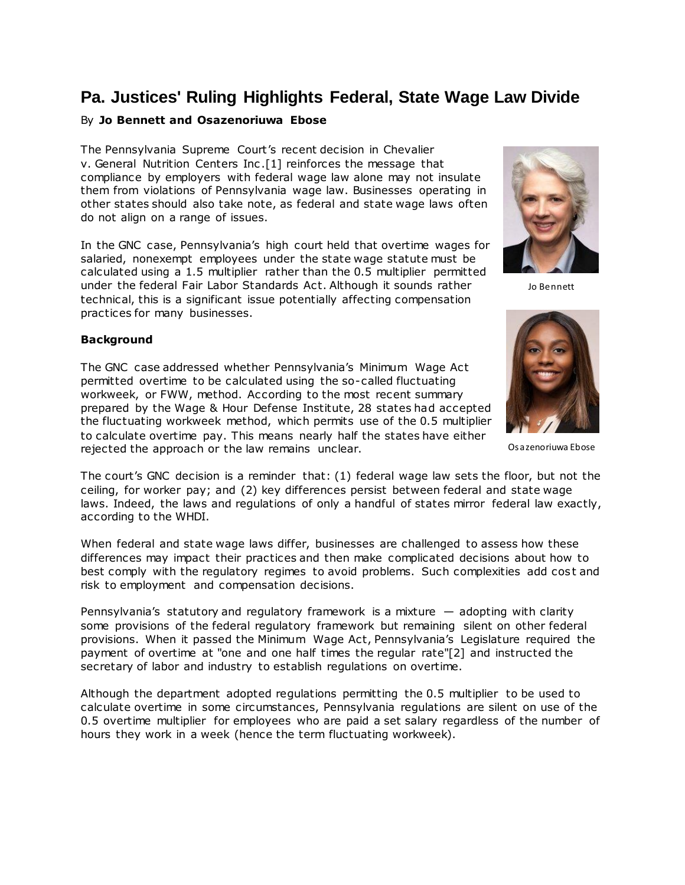# Pa. Justices' Ruling Highlights Federal, State Wage Law Divide

By **Jo Bennett and Osazenoriuwa Ebose**

The Pennsylvania Supreme Court's recent decision in Chevalier v. General Nutrition Centers Inc.[1] reinforces the message that compliance by employers with federal wage law alone may not insulate them from violations of Pennsylvania wage law. Businesses operating in other states should also take note, as federal and state wage laws often do not align on a range of issues.

In the GNC case, Pennsylvania's high court held that overtime wages for salaried, nonexempt employees under the state wage statute must be calculated using a 1.5 multiplier rather than the 0.5 multiplier permitted under the federal Fair Labor Standards Act. Although it sounds rather technical, this is a significant issue potentially affecting compensation practices for many businesses.

Jo Bennett

Osazenoriuwa Ebose

**Background**

The GNC case addressed whether Pennsylvania's Minimum Wage Act permitted overtime to be calculated using the so-called fluctuating workweek, or FWW, method. According to the most recent summary prepared by the Wage & Hour Defense Institute, 28 states had accepted the fluctuating workweek method, which permits use of the 0.5 multiplier to calculate overtime pay. This means nearly half the states have either rejected the approach or the law remains unclear.

The court's GNC decision is a reminder that: (1) federal wage law sets the floor, but not the ceiling, for worker pay; and (2) key differences persist between federal and state wage laws. Indeed, the laws and regulations of only a handful of states mirror federal law exactly, according to the WHDI.

When federal and state wage laws differ, businesses are challenged to assess how these differences may impact their practices and then make complicated decisions about how to best comply with the regulatory regimes to avoid problems. Such complexities add cost and risk to employment and compensation decisions.

Pennsylvania's statutory and regulatory framework is a mixture — adopting with clarity some provisions of the federal regulatory framework but remaining silent on other federal provisions. When it passed the Minimum Wage Act, Pennsylvania's Legislature required the payment of overtime at "one and one half times the regular rate"[2] and instructed the secretary of labor and industry to establish regulations on overtime.

Although the department adopted regulations permitting the 0.5 multiplier to be used to calculate overtime in some circumstances, Pennsylvania regulations are silent on use of the 0.5 overtime multiplier for employees who are paid a set salary regardless of the number of hours they work in a week (hence the term fluctuating workweek).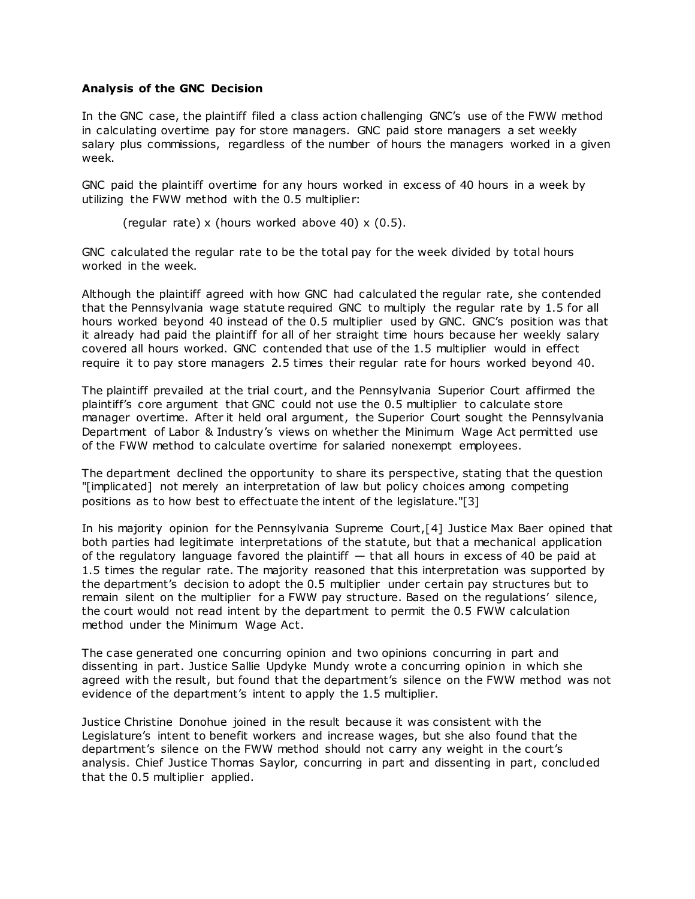### Analysis of the GNC Decision

In the GNC case, the plaintiff filed a class action challenging GNC's use of the FWW method in calculating overtime pay for store managers. GNC paid store managers a set weekly salary plus commissions, regardless of the number of hours the managers worked in a given week.

GNC paid the plaintiff overtime for any hours worked in excess of 40 hours in a week by utilizing the FWW method with the 0.5 multiplier:

(regular rate) x (hours worked above 40) x (0.5).

GNC calculated the regular rate to be the total pay for the week divided by total hours worked in the week.

Although the plaintiff agreed with how GNC had calculated the regular rate, she contended that the Pennsylvania wage statute required GNC to multiply the regular rate by 1.5 for all hours worked beyond 40 instead of the 0.5 multiplier used by GNC. GNC's position was that it already had paid the plaintiff for all of her straight time hours because her weekly salary covered all hours worked. GNC contended that use of the 1.5 multiplier would in effect require it to pay store managers 2.5 times their regular rate for hours worked beyond 40.

The plaintiff prevailed at the trial court, and the Pennsylvania Superior Court affirmed the plaintiff's core argument that GNC could not use the 0.5 multiplier to calculate store manager overtime. After it held oral argument, the Superior Court sought the Pennsylvania Department of Labor & Industry's views on whether the Minimum Wage Act permitted use of the FWW method to calculate overtime for salaried nonexempt employees.

The department declined the opportunity to share its perspective, stating that the question "[implicated] not merely an interpretation of law but policy choices among competing positions as to how best to effectuate the intent of the legislature."[3]

In his majority opinion for the Pennsylvania Supreme Court,[4] Justice Max Baer opined that both parties had legitimate interpretations of the statute, but that a mechanical application of the regulatory language favored the plaintiff — that all hours in excess of 40 be paid at 1.5 times the regular rate. The majority reasoned that this interpretation was supported by the department's decision to adopt the 0.5 multiplier under certain pay structures but to remain silent on the multiplier for a FWW pay structure. Based on the regulations' silence, the court would not read intent by the department to permit the 0.5 FWW calculation method under the Minimum Wage Act.

The case generated one concurring opinion and two opinions concurring in part and dissenting in part. Justice Sallie Updyke Mundy wrote a concurring opinion in which she agreed with the result, but found that the department's silence on the FWW method was not evidence of the department's intent to apply the 1.5 multiplier.

Justice Christine Donohue joined in the result because it was consistent with the Legislature's intent to benefit workers and increase wages, but she also found that the department's silence on the FWW method should not carry any weight in the court's analysis. Chief Justice Thomas Saylor, concurring in part and dissenting in part, concluded that the 0.5 multiplier applied.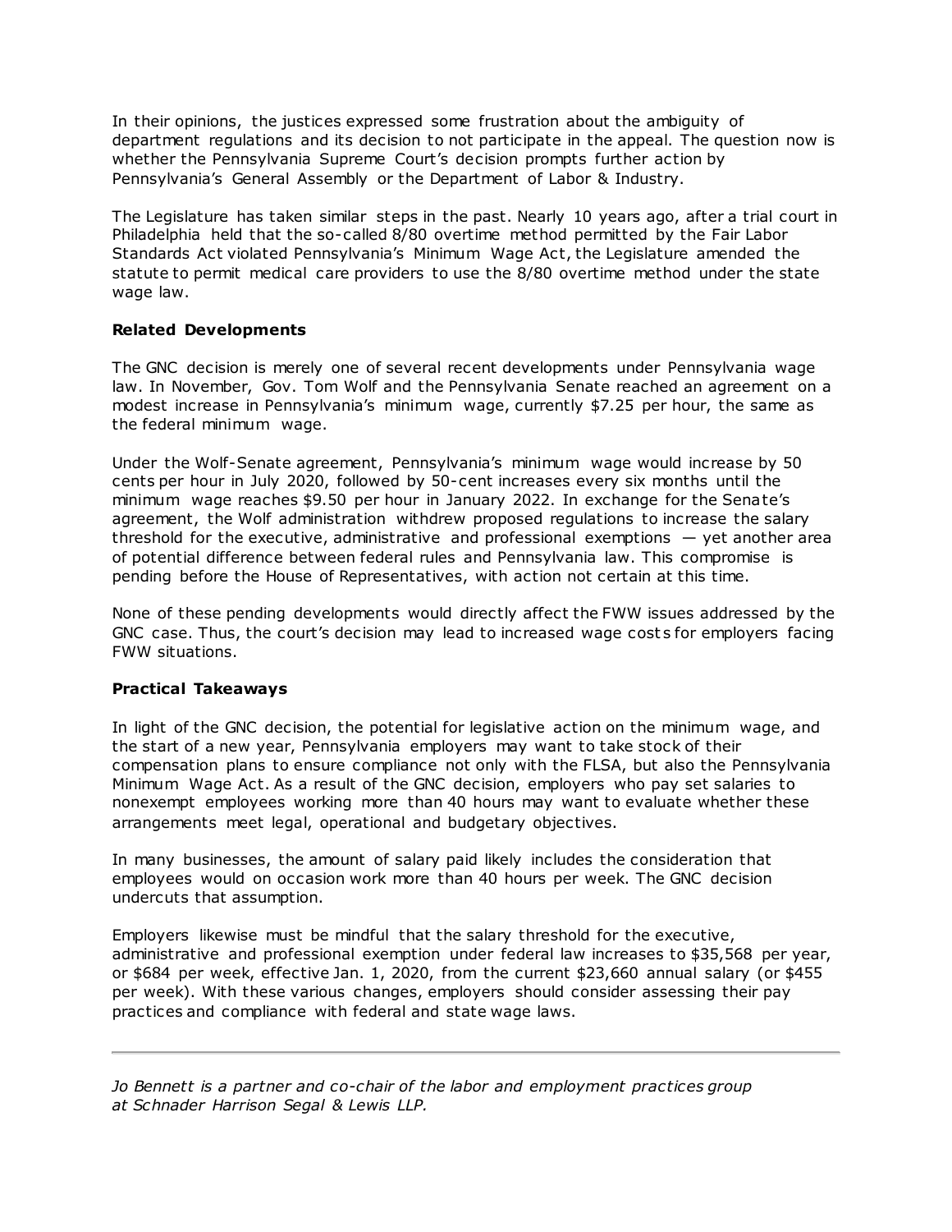In their opinions, the justices expressed some frustration about the ambiguity of department regulations and its decision to not participate in the appeal. The question now is whether the Pennsylvania Supreme Court's decision prompts further action by Pennsylvania's General Assembly or the Department of Labor & Industry.

The Legislature has taken similar steps in the past. Nearly 10 years ago, after a trial court in Philadelphia held that the so-called 8/80 overtime method permitted by the Fair Labor Standards Act violated Pennsylvania's Minimum Wage Act, the Legislature amended the statute to permit medical care providers to use the 8/80 overtime method under the state wage law.

**Related Developments**

The GNC decision is merely one of several recent developments under Pennsylvania wage law. In November, Gov. Tom Wolf and the Pennsylvania Senate reached an agreement on a modest increase in Pennsylvania's minimum wage, currently $7.25 per hour, the same as the federal minimum wage.

Under the Wolf-Senate agreement, Pennsylvania's minimum wage would increase by 50 cents per hour in July 2020, followed by 50-cent increases every six months until the minimum wage reaches $9.50 per hour in January 2022. In exchange for the Senate's agreement, the Wolf administration withdrew proposed regulations to increase the salary threshold for the executive, administrative and professional exemptions — yet another area of potential difference between federal rules and Pennsylvania law. This compromise is pending before the House of Representatives, with action not certain at this time.

None of these pending developments would directly affect the FWW issues addressed by the GNC case. Thus, the court's decision may lead to increased wage costs for employers facing FWW situations.

**Practical Takeaways**

In light of the GNC decision, the potential for legislative action on the minimum wage, and the start of a new year, Pennsylvania employers may want to take stock of their compensation plans to ensure compliance not only with the FLSA, but also the Pennsylvania Minimum Wage Act. As a result of the GNC decision, employers who pay set salaries to nonexempt employees working more than 40 hours may want to evaluate whether these arrangements meet legal, operational and budgetary objectives.

In many businesses, the amount of salary paid likely includes the consideration that employees would on occasion work more than 40 hours per week. The GNC decision undercuts that assumption.

Employers likewise must be mindful that the salary threshold for the executive, administrative and professional exemption under federal law increases to $35,568 per year, or $684 per week, effective Jan. 1, 2020, from the current $23,660 annual salary (or $455 per week). With these various changes, employers should consider assessing their pay practices and compliance with federal and state wage laws.

---

*Jo Bennett is a partner and co-chair of the labor and employment practices group at Schnader Harrison Segal & Lewis LLP.*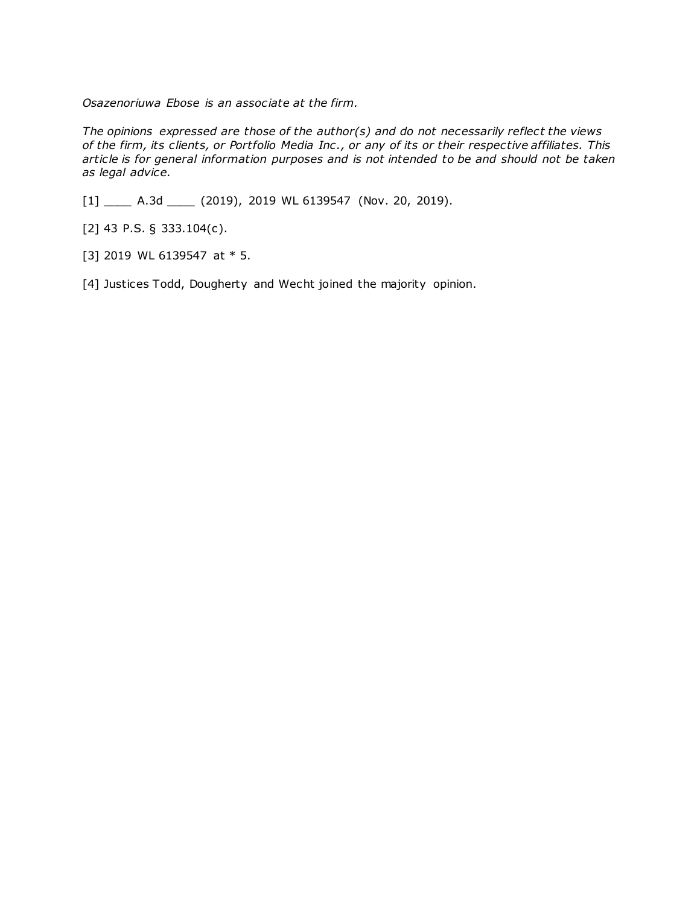*Osazenoriuwa Ebose is an associate at the firm.*

*The opinions expressed are those of the author(s) and do not necessarily reflect the views of the firm, its clients, or Portfolio Media Inc., or any of its or their respective affiliates. This article is for general information purposes and is not intended to be and should not be taken as legal advice.*

[1] ____ A.3d ____ (2019), 2019 WL 6139547 (Nov. 20, 2019).

[2] 43 P.S. § 333.104(c).

[3] 2019 WL 6139547 at * 5.

[4] Justices Todd, Dougherty and Wecht joined the majority opinion.